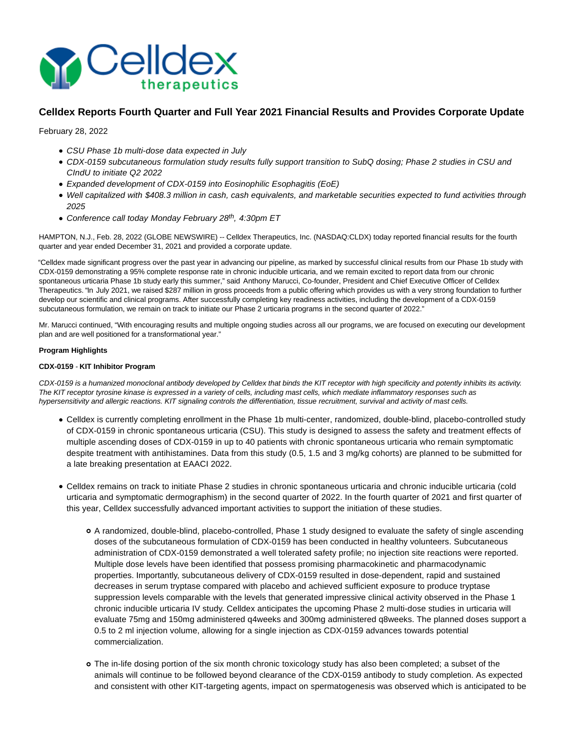# Celldex Reports Fourth Quarter and Full Year 2021 Financial Results and Provides Corporate Update

February 28, 2022

- *CSU Phase 1b multi-dose data expected in July*
- *CDX-0159 subcutaneous formulation study results fully support transition to SubQ dosing; Phase 2 studies in CSU and CIndU to initiate Q2 2022*
- *Expanded development of CDX-0159 into Eosinophilic Esophagitis (EoE)*
- *Well capitalized with $408.3 million in cash, cash equivalents, and marketable securities expected to fund activities through 2025*
- *Conference call today Monday February 28th, 4:30pm ET*

HAMPTON, N.J., Feb. 28, 2022 (GLOBE NEWSWIRE) -- Celldex Therapeutics, Inc. (NASDAQ:CLDX) today reported financial results for the fourth quarter and year ended December 31, 2021 and provided a corporate update.

"Celldex made significant progress over the past year in advancing our pipeline, as marked by successful clinical results from our Phase 1b study with CDX-0159 demonstrating a 95% complete response rate in chronic inducible urticaria, and we remain excited to report data from our chronic spontaneous urticaria Phase 1b study early this summer," said Anthony Marucci, Co-founder, President and Chief Executive Officer of Celldex Therapeutics. "In July 2021, we raised $287 million in gross proceeds from a public offering which provides us with a very strong foundation to further develop our scientific and clinical programs. After successfully completing key readiness activities, including the development of a CDX-0159 subcutaneous formulation, we remain on track to initiate our Phase 2 urticaria programs in the second quarter of 2022."

Mr. Marucci continued, "With encouraging results and multiple ongoing studies across all our programs, we are focused on executing our development plan and are well positioned for a transformational year."

**Program Highlights**

**CDX-0159 - KIT Inhibitor Program**

*CDX-0159 is a humanized monoclonal antibody developed by Celldex that binds the KIT receptor with high specificity and potently inhibits its activity. The KIT receptor tyrosine kinase is expressed in a variety of cells, including mast cells, which mediate inflammatory responses such as hypersensitivity and allergic reactions. KIT signaling controls the differentiation, tissue recruitment, survival and activity of mast cells.*

- Celldex is currently completing enrollment in the Phase 1b multi-center, randomized, double-blind, placebo-controlled study of CDX-0159 in chronic spontaneous urticaria (CSU). This study is designed to assess the safety and treatment effects of multiple ascending doses of CDX-0159 in up to 40 patients with chronic spontaneous urticaria who remain symptomatic despite treatment with antihistamines. Data from this study (0.5, 1.5 and 3 mg/kg cohorts) are planned to be submitted for a late breaking presentation at EAACI 2022.

- Celldex remains on track to initiate Phase 2 studies in chronic spontaneous urticaria and chronic inducible urticaria (cold urticaria and symptomatic dermographism) in the second quarter of 2022. In the fourth quarter of 2021 and first quarter of this year, Celldex successfully advanced important activities to support the initiation of these studies.

  - A randomized, double-blind, placebo-controlled, Phase 1 study designed to evaluate the safety of single ascending doses of the subcutaneous formulation of CDX-0159 has been conducted in healthy volunteers. Subcutaneous administration of CDX-0159 demonstrated a well tolerated safety profile; no injection site reactions were reported. Multiple dose levels have been identified that possess promising pharmacokinetic and pharmacodynamic properties. Importantly, subcutaneous delivery of CDX-0159 resulted in dose-dependent, rapid and sustained decreases in serum tryptase compared with placebo and achieved sufficient exposure to produce tryptase suppression levels comparable with the levels that generated impressive clinical activity observed in the Phase 1 chronic inducible urticaria IV study. Celldex anticipates the upcoming Phase 2 multi-dose studies in urticaria will evaluate 75mg and 150mg administered q4weeks and 300mg administered q8weeks. The planned doses support a 0.5 to 2 ml injection volume, allowing for a single injection as CDX-0159 advances towards potential commercialization.

  - The in-life dosing portion of the six month chronic toxicology study has also been completed; a subset of the animals will continue to be followed beyond clearance of the CDX-0159 antibody to study completion. As expected and consistent with other KIT-targeting agents, impact on spermatogenesis was observed which is anticipated to be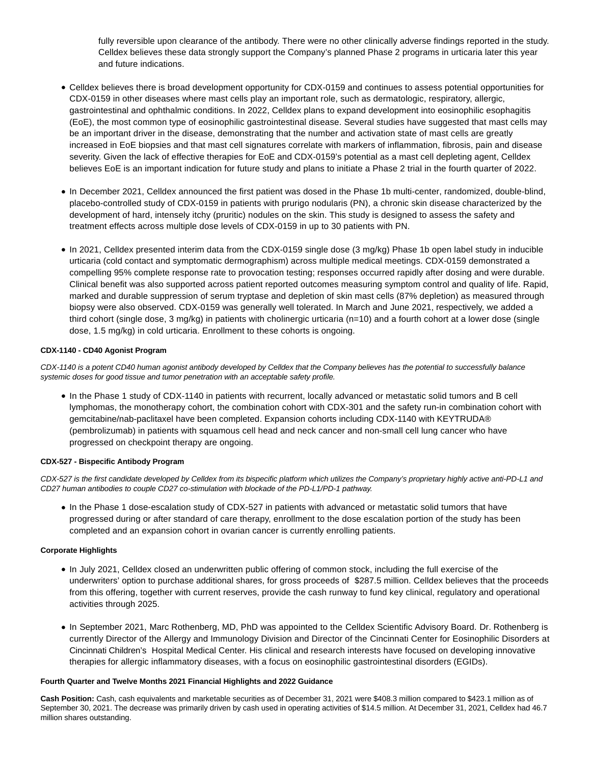fully reversible upon clearance of the antibody. There were no other clinically adverse findings reported in the study. Celldex believes these data strongly support the Company's planned Phase 2 programs in urticaria later this year and future indications.

- Celldex believes there is broad development opportunity for CDX-0159 and continues to assess potential opportunities for CDX-0159 in other diseases where mast cells play an important role, such as dermatologic, respiratory, allergic, gastrointestinal and ophthalmic conditions. In 2022, Celldex plans to expand development into eosinophilic esophagitis (EoE), the most common type of eosinophilic gastrointestinal disease. Several studies have suggested that mast cells may be an important driver in the disease, demonstrating that the number and activation state of mast cells are greatly increased in EoE biopsies and that mast cell signatures correlate with markers of inflammation, fibrosis, pain and disease severity. Given the lack of effective therapies for EoE and CDX-0159's potential as a mast cell depleting agent, Celldex believes EoE is an important indication for future study and plans to initiate a Phase 2 trial in the fourth quarter of 2022.

- In December 2021, Celldex announced the first patient was dosed in the Phase 1b multi-center, randomized, double-blind, placebo-controlled study of CDX-0159 in patients with prurigo nodularis (PN), a chronic skin disease characterized by the development of hard, intensely itchy (pruritic) nodules on the skin. This study is designed to assess the safety and treatment effects across multiple dose levels of CDX-0159 in up to 30 patients with PN.

- In 2021, Celldex presented interim data from the CDX-0159 single dose (3 mg/kg) Phase 1b open label study in inducible urticaria (cold contact and symptomatic dermographism) across multiple medical meetings. CDX-0159 demonstrated a compelling 95% complete response rate to provocation testing; responses occurred rapidly after dosing and were durable. Clinical benefit was also supported across patient reported outcomes measuring symptom control and quality of life. Rapid, marked and durable suppression of serum tryptase and depletion of skin mast cells (87% depletion) as measured through biopsy were also observed. CDX-0159 was generally well tolerated. In March and June 2021, respectively, we added a third cohort (single dose, 3 mg/kg) in patients with cholinergic urticaria (n=10) and a fourth cohort at a lower dose (single dose, 1.5 mg/kg) in cold urticaria. Enrollment to these cohorts is ongoing.

**CDX-1140 - CD40 Agonist Program**

*CDX-1140 is a potent CD40 human agonist antibody developed by Celldex that the Company believes has the potential to successfully balance systemic doses for good tissue and tumor penetration with an acceptable safety profile.*

- In the Phase 1 study of CDX-1140 in patients with recurrent, locally advanced or metastatic solid tumors and B cell lymphomas, the monotherapy cohort, the combination cohort with CDX-301 and the safety run-in combination cohort with gemcitabine/nab-paclitaxel have been completed. Expansion cohorts including CDX-1140 with KEYTRUDA® (pembrolizumab) in patients with squamous cell head and neck cancer and non-small cell lung cancer who have progressed on checkpoint therapy are ongoing.

**CDX-527 - Bispecific Antibody Program**

*CDX-527 is the first candidate developed by Celldex from its bispecific platform which utilizes the Company's proprietary highly active anti-PD-L1 and CD27 human antibodies to couple CD27 co-stimulation with blockade of the PD-L1/PD-1 pathway.*

- In the Phase 1 dose-escalation study of CDX-527 in patients with advanced or metastatic solid tumors that have progressed during or after standard of care therapy, enrollment to the dose escalation portion of the study has been completed and an expansion cohort in ovarian cancer is currently enrolling patients.

**Corporate Highlights**

- In July 2021, Celldex closed an underwritten public offering of common stock, including the full exercise of the underwriters' option to purchase additional shares, for gross proceeds of $287.5 million. Celldex believes that the proceeds from this offering, together with current reserves, provide the cash runway to fund key clinical, regulatory and operational activities through 2025.

- In September 2021, Marc Rothenberg, MD, PhD was appointed to the Celldex Scientific Advisory Board. Dr. Rothenberg is currently Director of the Allergy and Immunology Division and Director of the Cincinnati Center for Eosinophilic Disorders at Cincinnati Children's Hospital Medical Center. His clinical and research interests have focused on developing innovative therapies for allergic inflammatory diseases, with a focus on eosinophilic gastrointestinal disorders (EGIDs).

**Fourth Quarter and Twelve Months 2021 Financial Highlights and 2022 Guidance**

**Cash Position:** Cash, cash equivalents and marketable securities as of December 31, 2021 were $408.3 million compared to $423.1 million as of September 30, 2021. The decrease was primarily driven by cash used in operating activities of $14.5 million. At December 31, 2021, Celldex had 46.7 million shares outstanding.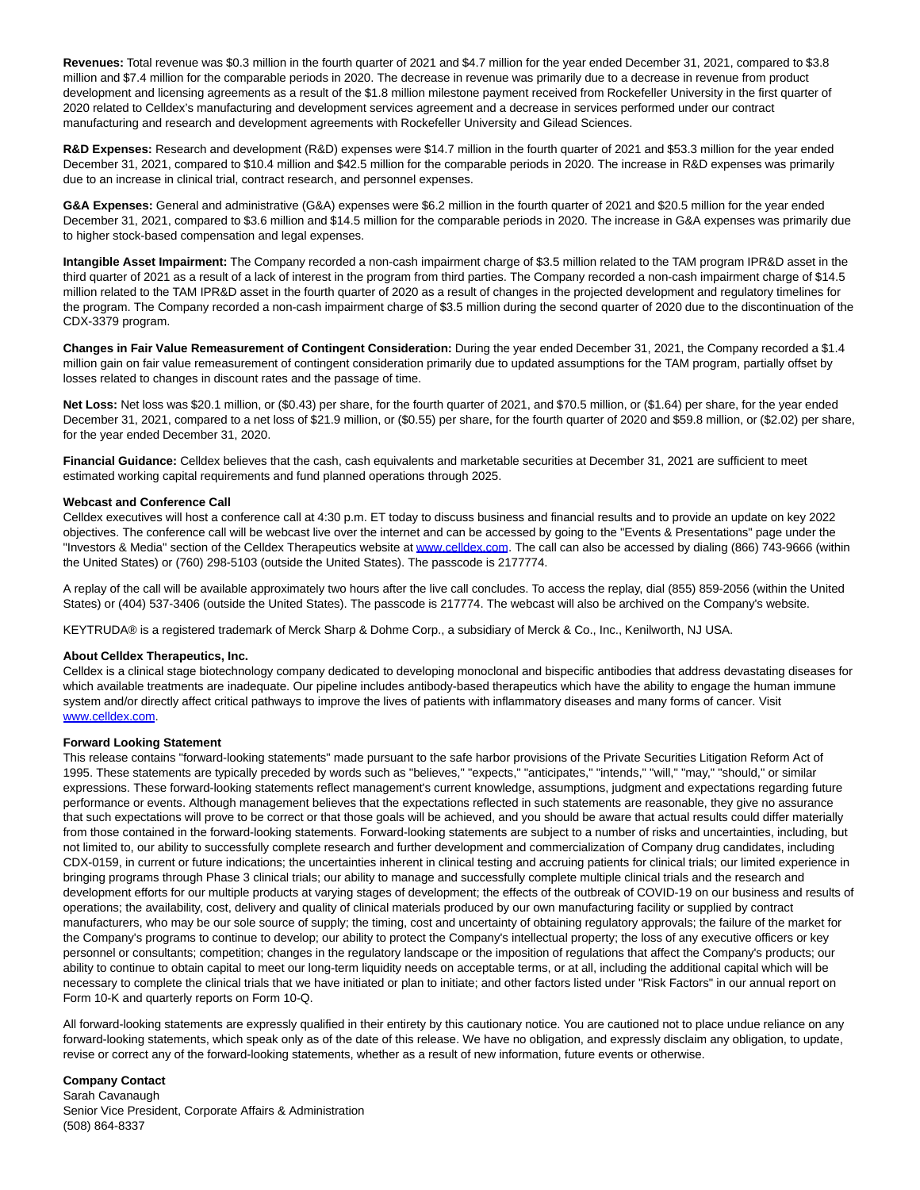**Revenues:** Total revenue was $0.3 million in the fourth quarter of 2021 and $4.7 million for the year ended December 31, 2021, compared to $3.8 million and $7.4 million for the comparable periods in 2020. The decrease in revenue was primarily due to a decrease in revenue from product development and licensing agreements as a result of the $1.8 million milestone payment received from Rockefeller University in the first quarter of 2020 related to Celldex's manufacturing and development services agreement and a decrease in services performed under our contract manufacturing and research and development agreements with Rockefeller University and Gilead Sciences.

**R&D Expenses:** Research and development (R&D) expenses were $14.7 million in the fourth quarter of 2021 and $53.3 million for the year ended December 31, 2021, compared to $10.4 million and $42.5 million for the comparable periods in 2020. The increase in R&D expenses was primarily due to an increase in clinical trial, contract research, and personnel expenses.

**G&A Expenses:** General and administrative (G&A) expenses were $6.2 million in the fourth quarter of 2021 and $20.5 million for the year ended December 31, 2021, compared to $3.6 million and $14.5 million for the comparable periods in 2020. The increase in G&A expenses was primarily due to higher stock-based compensation and legal expenses.

**Intangible Asset Impairment:** The Company recorded a non-cash impairment charge of $3.5 million related to the TAM program IPR&D asset in the third quarter of 2021 as a result of a lack of interest in the program from third parties. The Company recorded a non-cash impairment charge of $14.5 million related to the TAM IPR&D asset in the fourth quarter of 2020 as a result of changes in the projected development and regulatory timelines for the program. The Company recorded a non-cash impairment charge of $3.5 million during the second quarter of 2020 due to the discontinuation of the CDX-3379 program.

**Changes in Fair Value Remeasurement of Contingent Consideration:** During the year ended December 31, 2021, the Company recorded a $1.4 million gain on fair value remeasurement of contingent consideration primarily due to updated assumptions for the TAM program, partially offset by losses related to changes in discount rates and the passage of time.

**Net Loss:** Net loss was $20.1 million, or ($0.43) per share, for the fourth quarter of 2021, and $70.5 million, or ($1.64) per share, for the year ended December 31, 2021, compared to a net loss of $21.9 million, or ($0.55) per share, for the fourth quarter of 2020 and $59.8 million, or ($2.02) per share, for the year ended December 31, 2020.

**Financial Guidance:** Celldex believes that the cash, cash equivalents and marketable securities at December 31, 2021 are sufficient to meet estimated working capital requirements and fund planned operations through 2025.

**Webcast and Conference Call**

Celldex executives will host a conference call at 4:30 p.m. ET today to discuss business and financial results and to provide an update on key 2022 objectives. The conference call will be webcast live over the internet and can be accessed by going to the "Events & Presentations" page under the "Investors & Media" section of the Celldex Therapeutics website at www.celldex.com. The call can also be accessed by dialing (866) 743-9666 (within the United States) or (760) 298-5103 (outside the United States). The passcode is 2177774.

A replay of the call will be available approximately two hours after the live call concludes. To access the replay, dial (855) 859-2056 (within the United States) or (404) 537-3406 (outside the United States). The passcode is 217774. The webcast will also be archived on the Company's website.

KEYTRUDA® is a registered trademark of Merck Sharp & Dohme Corp., a subsidiary of Merck & Co., Inc., Kenilworth, NJ USA.

**About Celldex Therapeutics, Inc.**

Celldex is a clinical stage biotechnology company dedicated to developing monoclonal and bispecific antibodies that address devastating diseases for which available treatments are inadequate. Our pipeline includes antibody-based therapeutics which have the ability to engage the human immune system and/or directly affect critical pathways to improve the lives of patients with inflammatory diseases and many forms of cancer. Visit www.celldex.com.

**Forward Looking Statement**

This release contains "forward-looking statements" made pursuant to the safe harbor provisions of the Private Securities Litigation Reform Act of 1995. These statements are typically preceded by words such as "believes," "expects," "anticipates," "intends," "will," "may," "should," or similar expressions. These forward-looking statements reflect management's current knowledge, assumptions, judgment and expectations regarding future performance or events. Although management believes that the expectations reflected in such statements are reasonable, they give no assurance that such expectations will prove to be correct or that those goals will be achieved, and you should be aware that actual results could differ materially from those contained in the forward-looking statements. Forward-looking statements are subject to a number of risks and uncertainties, including, but not limited to, our ability to successfully complete research and further development and commercialization of Company drug candidates, including CDX-0159, in current or future indications; the uncertainties inherent in clinical testing and accruing patients for clinical trials; our limited experience in bringing programs through Phase 3 clinical trials; our ability to manage and successfully complete multiple clinical trials and the research and development efforts for our multiple products at varying stages of development; the effects of the outbreak of COVID-19 on our business and results of operations; the availability, cost, delivery and quality of clinical materials produced by our own manufacturing facility or supplied by contract manufacturers, who may be our sole source of supply; the timing, cost and uncertainty of obtaining regulatory approvals; the failure of the market for the Company's programs to continue to develop; our ability to protect the Company's intellectual property; the loss of any executive officers or key personnel or consultants; competition; changes in the regulatory landscape or the imposition of regulations that affect the Company's products; our ability to continue to obtain capital to meet our long-term liquidity needs on acceptable terms, or at all, including the additional capital which will be necessary to complete the clinical trials that we have initiated or plan to initiate; and other factors listed under "Risk Factors" in our annual report on Form 10-K and quarterly reports on Form 10-Q.

All forward-looking statements are expressly qualified in their entirety by this cautionary notice. You are cautioned not to place undue reliance on any forward-looking statements, which speak only as of the date of this release. We have no obligation, and expressly disclaim any obligation, to update, revise or correct any of the forward-looking statements, whether as a result of new information, future events or otherwise.

**Company Contact**

Sarah Cavanaugh
Senior Vice President, Corporate Affairs & Administration
(508) 864-8337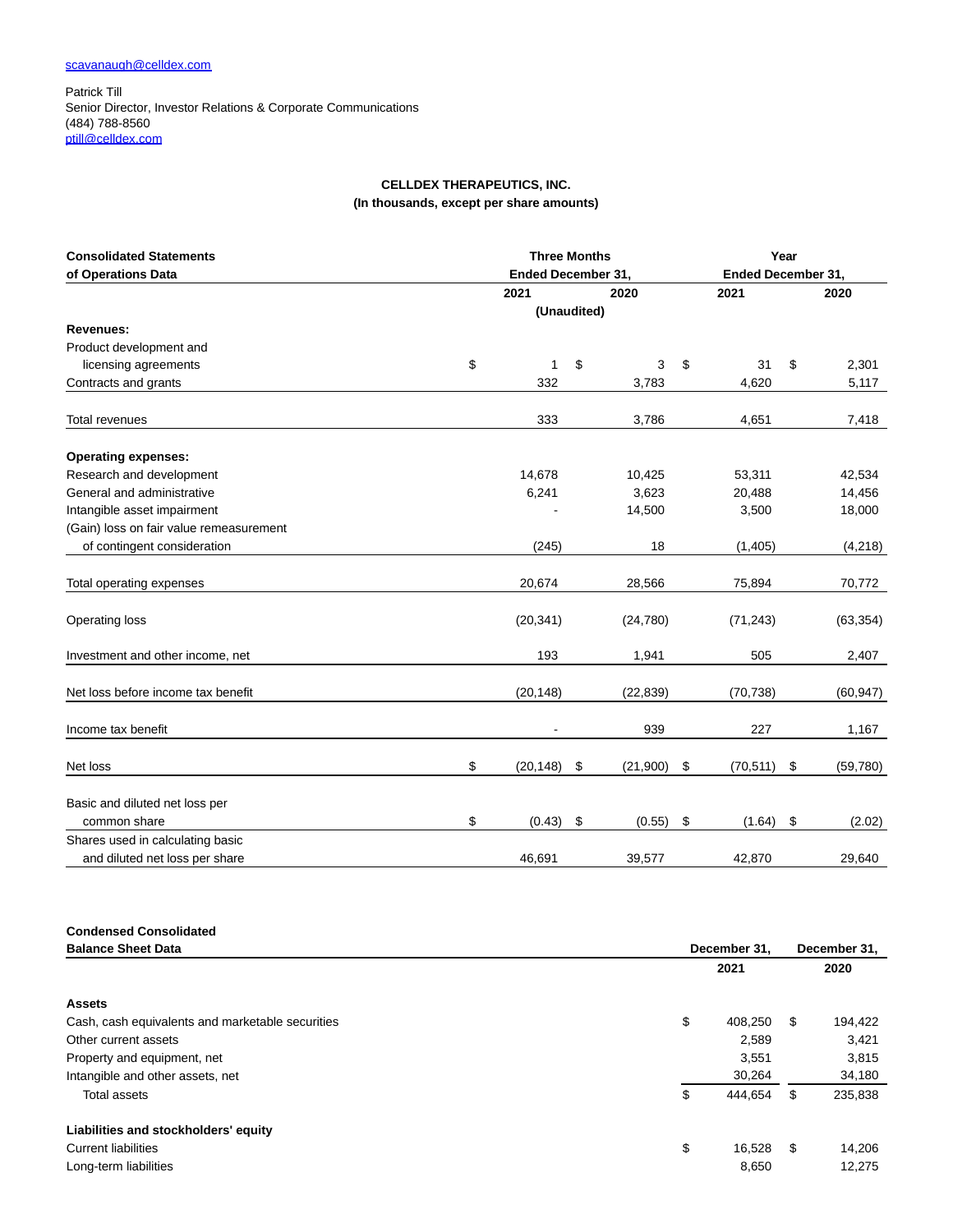scavanaugh@celldex.com

Patrick Till
Senior Director, Investor Relations & Corporate Communications
(484) 788-8560
ptill@celldex.com

**CELLDEX THERAPEUTICS, INC.**
**(In thousands, except per share amounts)**

| Consolidated Statements of Operations Data | Three Months Ended December 31, 2021 | Three Months Ended December 31, 2020 | Year Ended December 31, 2021 | Year Ended December 31, 2020 |
|---|---|---|---|---|
| | (Unaudited) | | | |
| **Revenues:** | | | | |
| Product development and licensing agreements | $ 1 | $ 3 | $ 31 | $ 2,301 |
| Contracts and grants | 332 | 3,783 | 4,620 | 5,117 |
| Total revenues | 333 | 3,786 | 4,651 | 7,418 |
| **Operating expenses:** | | | | |
| Research and development | 14,678 | 10,425 | 53,311 | 42,534 |
| General and administrative | 6,241 | 3,623 | 20,488 | 14,456 |
| Intangible asset impairment | - | 14,500 | 3,500 | 18,000 |
| (Gain) loss on fair value remeasurement of contingent consideration | (245) | 18 | (1,405) | (4,218) |
| Total operating expenses | 20,674 | 28,566 | 75,894 | 70,772 |
| Operating loss | (20,341) | (24,780) | (71,243) | (63,354) |
| Investment and other income, net | 193 | 1,941 | 505 | 2,407 |
| Net loss before income tax benefit | (20,148) | (22,839) | (70,738) | (60,947) |
| Income tax benefit | - | 939 | 227 | 1,167 |
| Net loss | $ (20,148) | $ (21,900) | $ (70,511) | $ (59,780) |
| Basic and diluted net loss per common share | $ (0.43) | $ (0.55) | $ (1.64) | $ (2.02) |
| Shares used in calculating basic and diluted net loss per share | 46,691 | 39,577 | 42,870 | 29,640 |

| Condensed Consolidated Balance Sheet Data | December 31, 2021 | December 31, 2020 |
|---|---|---|
| **Assets** | | |
| Cash, cash equivalents and marketable securities | $ 408,250 | $ 194,422 |
| Other current assets | 2,589 | 3,421 |
| Property and equipment, net | 3,551 | 3,815 |
| Intangible and other assets, net | 30,264 | 34,180 |
| Total assets | $ 444,654 | $ 235,838 |
| **Liabilities and stockholders' equity** | | |
| Current liabilities | $ 16,528 | $ 14,206 |
| Long-term liabilities | 8,650 | 12,275 |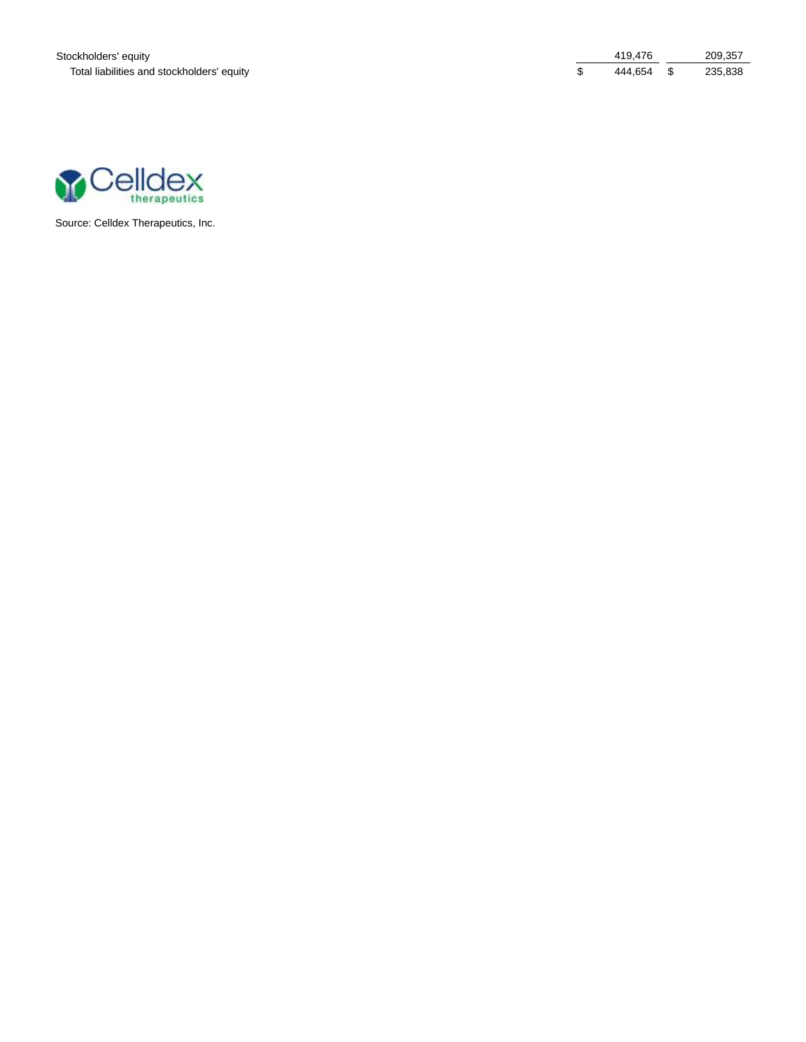| | | |
|---|---|---|
| Stockholders' equity | 419,476 | 209,357 |
| Total liabilities and stockholders' equity | $ 444,654 | $ 235,838 |

Source: Celldex Therapeutics, Inc.